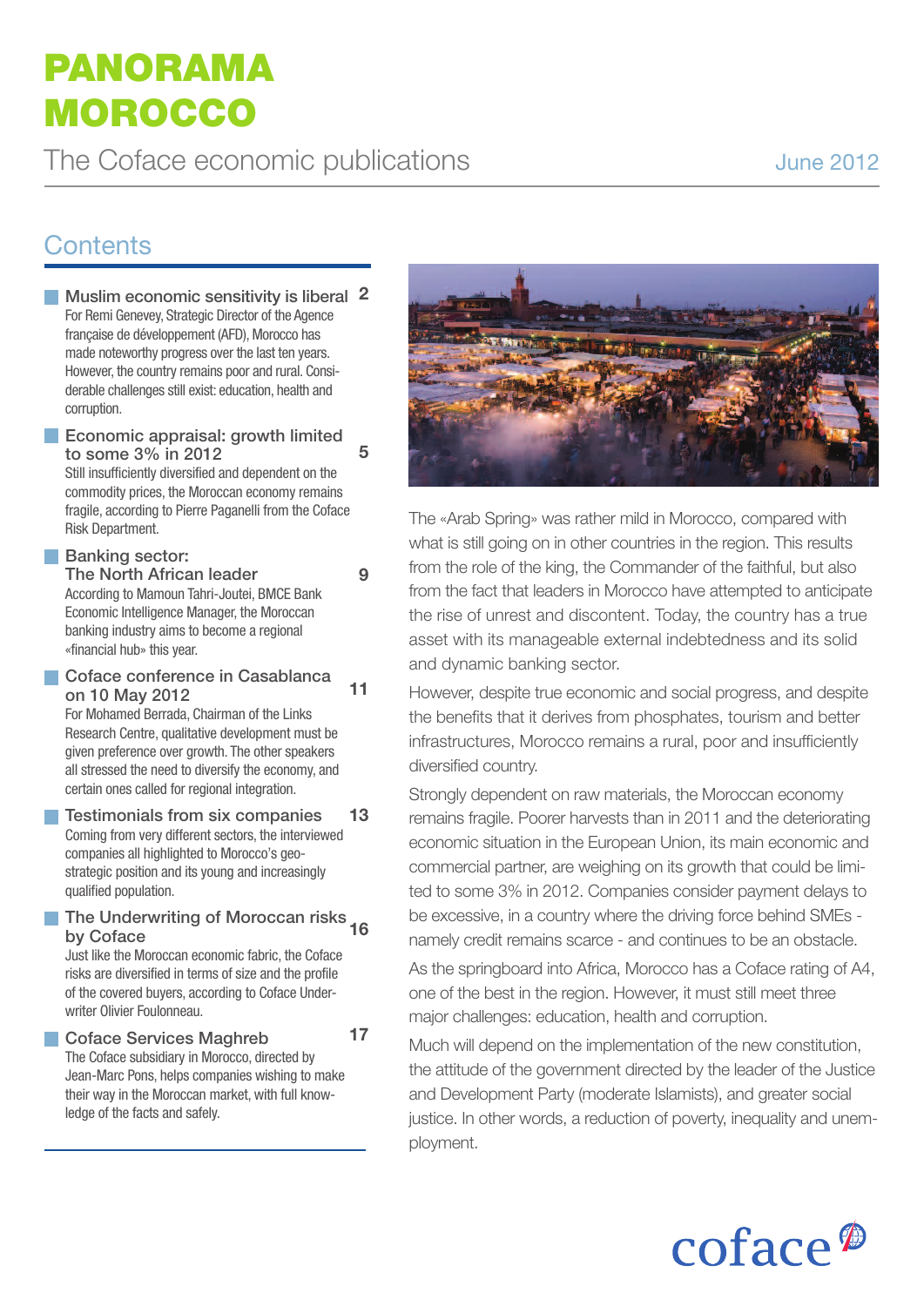# PANORAMA MOROCCO

The Coface economic publications

June 2012

## Contents

- **Muslim economic sensitivity is liberal** 2
  For Remi Genevey, Strategic Director of the Agence française de développement (AFD), Morocco has made noteworthy progress over the last ten years. However, the country remains poor and rural. Considerable challenges still exist: education, health and corruption.

- **Economic appraisal: growth limited to some 3% in 2012** 5
  Still insufficiently diversified and dependent on the commodity prices, the Moroccan economy remains fragile, according to Pierre Paganelli from the Coface Risk Department.

- **Banking sector: The North African leader** 9
  According to Mamoun Tahri-Joutei, BMCE Bank Economic Intelligence Manager, the Moroccan banking industry aims to become a regional «financial hub» this year.

- **Coface conference in Casablanca on 10 May 2012** 11
  For Mohamed Berrada, Chairman of the Links Research Centre, qualitative development must be given preference over growth. The other speakers all stressed the need to diversify the economy, and certain ones called for regional integration.

- **Testimonials from six companies** 13
  Coming from very different sectors, the interviewed companies all highlighted to Morocco's geo-strategic position and its young and increasingly qualified population.

- **The Underwriting of Moroccan risks by Coface** 16
  Just like the Moroccan economic fabric, the Coface risks are diversified in terms of size and the profile of the covered buyers, according to Coface Underwriter Olivier Foulonneau.

- **Coface Services Maghreb** 17
  The Coface subsidiary in Morocco, directed by Jean-Marc Pons, helps companies wishing to make their way in the Moroccan market, with full knowledge of the facts and safely.

The «Arab Spring» was rather mild in Morocco, compared with what is still going on in other countries in the region. This results from the role of the king, the Commander of the faithful, but also from the fact that leaders in Morocco have attempted to anticipate the rise of unrest and discontent. Today, the country has a true asset with its manageable external indebtedness and its solid and dynamic banking sector.

However, despite true economic and social progress, and despite the benefits that it derives from phosphates, tourism and better infrastructures, Morocco remains a rural, poor and insufficiently diversified country.

Strongly dependent on raw materials, the Moroccan economy remains fragile. Poorer harvests than in 2011 and the deteriorating economic situation in the European Union, its main economic and commercial partner, are weighing on its growth that could be limited to some 3% in 2012. Companies consider payment delays to be excessive, in a country where the driving force behind SMEs - namely credit remains scarce - and continues to be an obstacle.

As the springboard into Africa, Morocco has a Coface rating of A4, one of the best in the region. However, it must still meet three major challenges: education, health and corruption.

Much will depend on the implementation of the new constitution, the attitude of the government directed by the leader of the Justice and Development Party (moderate Islamists), and greater social justice. In other words, a reduction of poverty, inequality and unemployment.

coface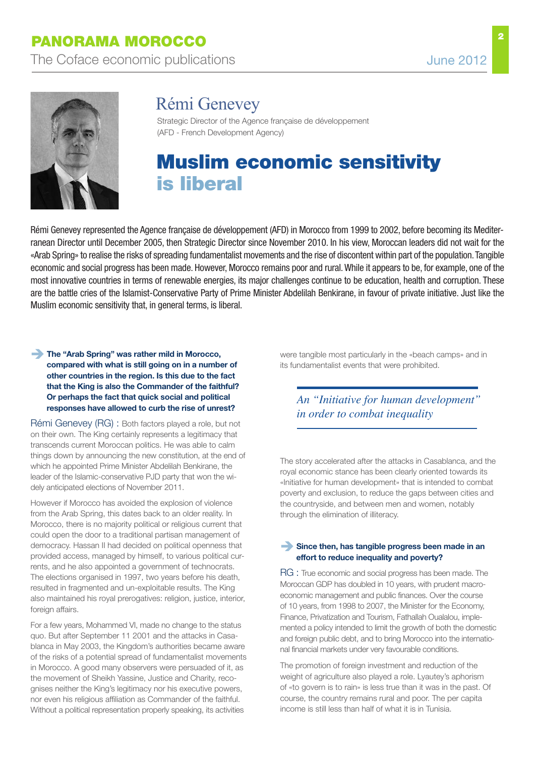# Rémi Genevey

Strategic Director of the Agence française de développement
(AFD - French Development Agency)

# Muslim economic sensitivity is liberal

Rémi Genevey represented the Agence française de développement (AFD) in Morocco from 1999 to 2002, before becoming its Mediterranean Director until December 2005, then Strategic Director since November 2010. In his view, Moroccan leaders did not wait for the «Arab Spring» to realise the risks of spreading fundamentalist movements and the rise of discontent within part of the population. Tangible economic and social progress has been made. However, Morocco remains poor and rural. While it appears to be, for example, one of the most innovative countries in terms of renewable energies, its major challenges continue to be education, health and corruption. These are the battle cries of the Islamist-Conservative Party of Prime Minister Abdelilah Benkirane, in favour of private initiative. Just like the Muslim economic sensitivity that, in general terms, is liberal.

**The "Arab Spring" was rather mild in Morocco, compared with what is still going on in a number of other countries in the region. Is this due to the fact that the King is also the Commander of the faithful? Or perhaps the fact that quick social and political responses have allowed to curb the rise of unrest?**

Rémi Genevey (RG) : Both factors played a role, but not on their own. The King certainly represents a legitimacy that transcends current Moroccan politics. He was able to calm things down by announcing the new constitution, at the end of which he appointed Prime Minister Abdelilah Benkirane, the leader of the Islamic-conservative PJD party that won the widely anticipated elections of November 2011.

However if Morocco has avoided the explosion of violence from the Arab Spring, this dates back to an older reality. In Morocco, there is no majority political or religious current that could open the door to a traditional partisan management of democracy. Hassan II had decided on political openness that provided access, managed by himself, to various political currents, and he also appointed a government of technocrats. The elections organised in 1997, two years before his death, resulted in fragmented and un-exploitable results. The King also maintained his royal prerogatives: religion, justice, interior, foreign affairs.

For a few years, Mohammed VI, made no change to the status quo. But after September 11 2001 and the attacks in Casablanca in May 2003, the Kingdom's authorities became aware of the risks of a potential spread of fundamentalist movements in Morocco. A good many observers were persuaded of it, as the movement of Sheikh Yassine, Justice and Charity, recognises neither the King's legitimacy nor his executive powers, nor even his religious affiliation as Commander of the faithful. Without a political representation properly speaking, its activities were tangible most particularly in the «beach camps» and in its fundamentalist events that were prohibited.

*An "Initiative for human development" in order to combat inequality*

The story accelerated after the attacks in Casablanca, and the royal economic stance has been clearly oriented towards its «Initiative for human development» that is intended to combat poverty and exclusion, to reduce the gaps between cities and the countryside, and between men and women, notably through the elimination of illiteracy.

**Since then, has tangible progress been made in an effort to reduce inequality and poverty?**

RG : True economic and social progress has been made. The Moroccan GDP has doubled in 10 years, with prudent macroeconomic management and public finances. Over the course of 10 years, from 1998 to 2007, the Minister for the Economy, Finance, Privatization and Tourism, Fathallah Oualalou, implemented a policy intended to limit the growth of both the domestic and foreign public debt, and to bring Morocco into the international financial markets under very favourable conditions.

The promotion of foreign investment and reduction of the weight of agriculture also played a role. Lyautey's aphorism of «to govern is to rain» is less true than it was in the past. Of course, the country remains rural and poor. The per capita income is still less than half of what it is in Tunisia.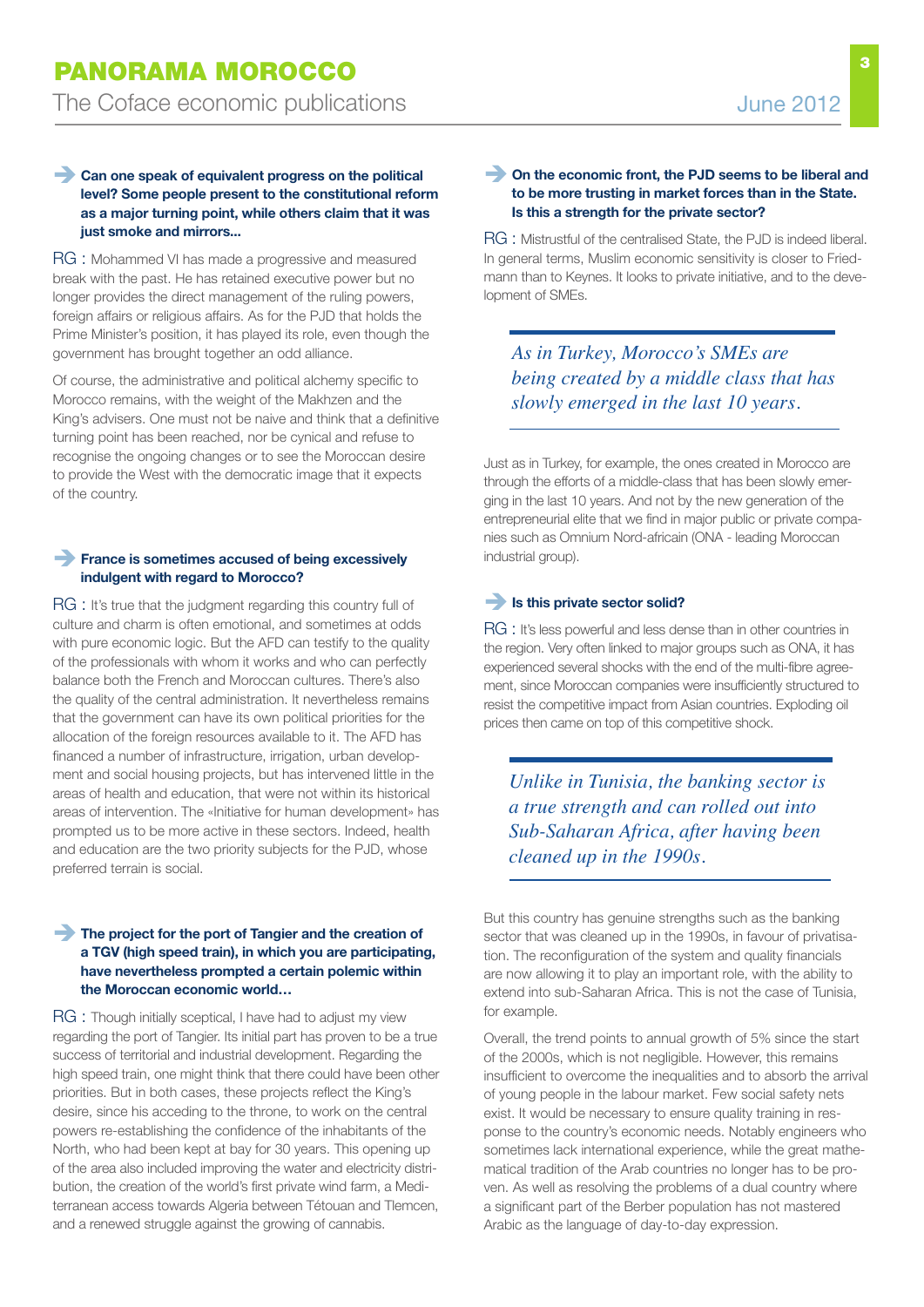**Can one speak of equivalent progress on the political level? Some people present to the constitutional reform as a major turning point, while others claim that it was just smoke and mirrors...**

RG : Mohammed VI has made a progressive and measured break with the past. He has retained executive power but no longer provides the direct management of the ruling powers, foreign affairs or religious affairs. As for the PJD that holds the Prime Minister's position, it has played its role, even though the government has brought together an odd alliance.

Of course, the administrative and political alchemy specific to Morocco remains, with the weight of the Makhzen and the King's advisers. One must not be naive and think that a definitive turning point has been reached, nor be cynical and refuse to recognise the ongoing changes or to see the Moroccan desire to provide the West with the democratic image that it expects of the country.

**France is sometimes accused of being excessively indulgent with regard to Morocco?**

RG : It's true that the judgment regarding this country full of culture and charm is often emotional, and sometimes at odds with pure economic logic. But the AFD can testify to the quality of the professionals with whom it works and who can perfectly balance both the French and Moroccan cultures. There's also the quality of the central administration. It nevertheless remains that the government can have its own political priorities for the allocation of the foreign resources available to it. The AFD has financed a number of infrastructure, irrigation, urban development and social housing projects, but has intervened little in the areas of health and education, that were not within its historical areas of intervention. The «Initiative for human development» has prompted us to be more active in these sectors. Indeed, health and education are the two priority subjects for the PJD, whose preferred terrain is social.

**The project for the port of Tangier and the creation of a TGV (high speed train), in which you are participating, have nevertheless prompted a certain polemic within the Moroccan economic world…**

RG : Though initially sceptical, I have had to adjust my view regarding the port of Tangier. Its initial part has proven to be a true success of territorial and industrial development. Regarding the high speed train, one might think that there could have been other priorities. But in both cases, these projects reflect the King's desire, since his acceding to the throne, to work on the central powers re-establishing the confidence of the inhabitants of the North, who had been kept at bay for 30 years. This opening up of the area also included improving the water and electricity distribution, the creation of the world's first private wind farm, a Mediterranean access towards Algeria between Tétouan and Tlemcen, and a renewed struggle against the growing of cannabis.

**On the economic front, the PJD seems to be liberal and to be more trusting in market forces than in the State. Is this a strength for the private sector?**

RG : Mistrustful of the centralised State, the PJD is indeed liberal. In general terms, Muslim economic sensitivity is closer to Friedmann than to Keynes. It looks to private initiative, and to the development of SMEs.

> *As in Turkey, Morocco's SMEs are being created by a middle class that has slowly emerged in the last 10 years.*

Just as in Turkey, for example, the ones created in Morocco are through the efforts of a middle-class that has been slowly emerging in the last 10 years. And not by the new generation of the entrepreneurial elite that we find in major public or private companies such as Omnium Nord-africain (ONA - leading Moroccan industrial group).

**Is this private sector solid?**

RG : It's less powerful and less dense than in other countries in the region. Very often linked to major groups such as ONA, it has experienced several shocks with the end of the multi-fibre agreement, since Moroccan companies were insufficiently structured to resist the competitive impact from Asian countries. Exploding oil prices then came on top of this competitive shock.

> *Unlike in Tunisia, the banking sector is a true strength and can rolled out into Sub-Saharan Africa, after having been cleaned up in the 1990s.*

But this country has genuine strengths such as the banking sector that was cleaned up in the 1990s, in favour of privatisation. The reconfiguration of the system and quality financials are now allowing it to play an important role, with the ability to extend into sub-Saharan Africa. This is not the case of Tunisia, for example.

Overall, the trend points to annual growth of 5% since the start of the 2000s, which is not negligible. However, this remains insufficient to overcome the inequalities and to absorb the arrival of young people in the labour market. Few social safety nets exist. It would be necessary to ensure quality training in response to the country's economic needs. Notably engineers who sometimes lack international experience, while the great mathematical tradition of the Arab countries no longer has to be proven. As well as resolving the problems of a dual country where a significant part of the Berber population has not mastered Arabic as the language of day-to-day expression.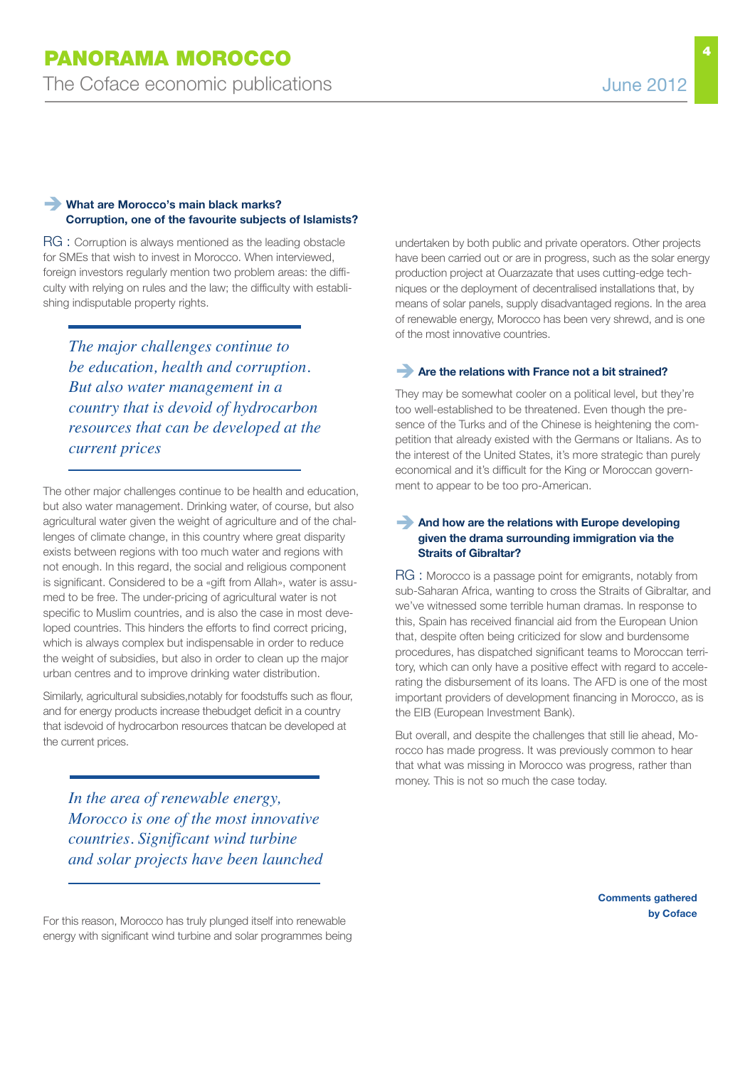### What are Morocco's main black marks? Corruption, one of the favourite subjects of Islamists?

RG : Corruption is always mentioned as the leading obstacle for SMEs that wish to invest in Morocco. When interviewed, foreign investors regularly mention two problem areas: the difficulty with relying on rules and the law; the difficulty with establishing indisputable property rights.

> *The major challenges continue to be education, health and corruption. But also water management in a country that is devoid of hydrocarbon resources that can be developed at the current prices*

The other major challenges continue to be health and education, but also water management. Drinking water, of course, but also agricultural water given the weight of agriculture and of the challenges of climate change, in this country where great disparity exists between regions with too much water and regions with not enough. In this regard, the social and religious component is significant. Considered to be a «gift from Allah», water is assumed to be free. The under-pricing of agricultural water is not specific to Muslim countries, and is also the case in most developed countries. This hinders the efforts to find correct pricing, which is always complex but indispensable in order to reduce the weight of subsidies, but also in order to clean up the major urban centres and to improve drinking water distribution.

Similarly, agricultural subsidies,notably for foodstuffs such as flour, and for energy products increase thebudget deficit in a country that isdevoid of hydrocarbon resources thatcan be developed at the current prices.

> *In the area of renewable energy, Morocco is one of the most innovative countries. Significant wind turbine and solar projects have been launched*

For this reason, Morocco has truly plunged itself into renewable energy with significant wind turbine and solar programmes being undertaken by both public and private operators. Other projects have been carried out or are in progress, such as the solar energy production project at Ouarzazate that uses cutting-edge techniques or the deployment of decentralised installations that, by means of solar panels, supply disadvantaged regions. In the area of renewable energy, Morocco has been very shrewd, and is one of the most innovative countries.

### Are the relations with France not a bit strained?

They may be somewhat cooler on a political level, but they're too well-established to be threatened. Even though the presence of the Turks and of the Chinese is heightening the competition that already existed with the Germans or Italians. As to the interest of the United States, it's more strategic than purely economical and it's difficult for the King or Moroccan government to appear to be too pro-American.

### And how are the relations with Europe developing given the drama surrounding immigration via the Straits of Gibraltar?

RG : Morocco is a passage point for emigrants, notably from sub-Saharan Africa, wanting to cross the Straits of Gibraltar, and we've witnessed some terrible human dramas. In response to this, Spain has received financial aid from the European Union that, despite often being criticized for slow and burdensome procedures, has dispatched significant teams to Moroccan territory, which can only have a positive effect with regard to accelerating the disbursement of its loans. The AFD is one of the most important providers of development financing in Morocco, as is the EIB (European Investment Bank).

But overall, and despite the challenges that still lie ahead, Morocco has made progress. It was previously common to hear that what was missing in Morocco was progress, rather than money. This is not so much the case today.

**Comments gathered by Coface**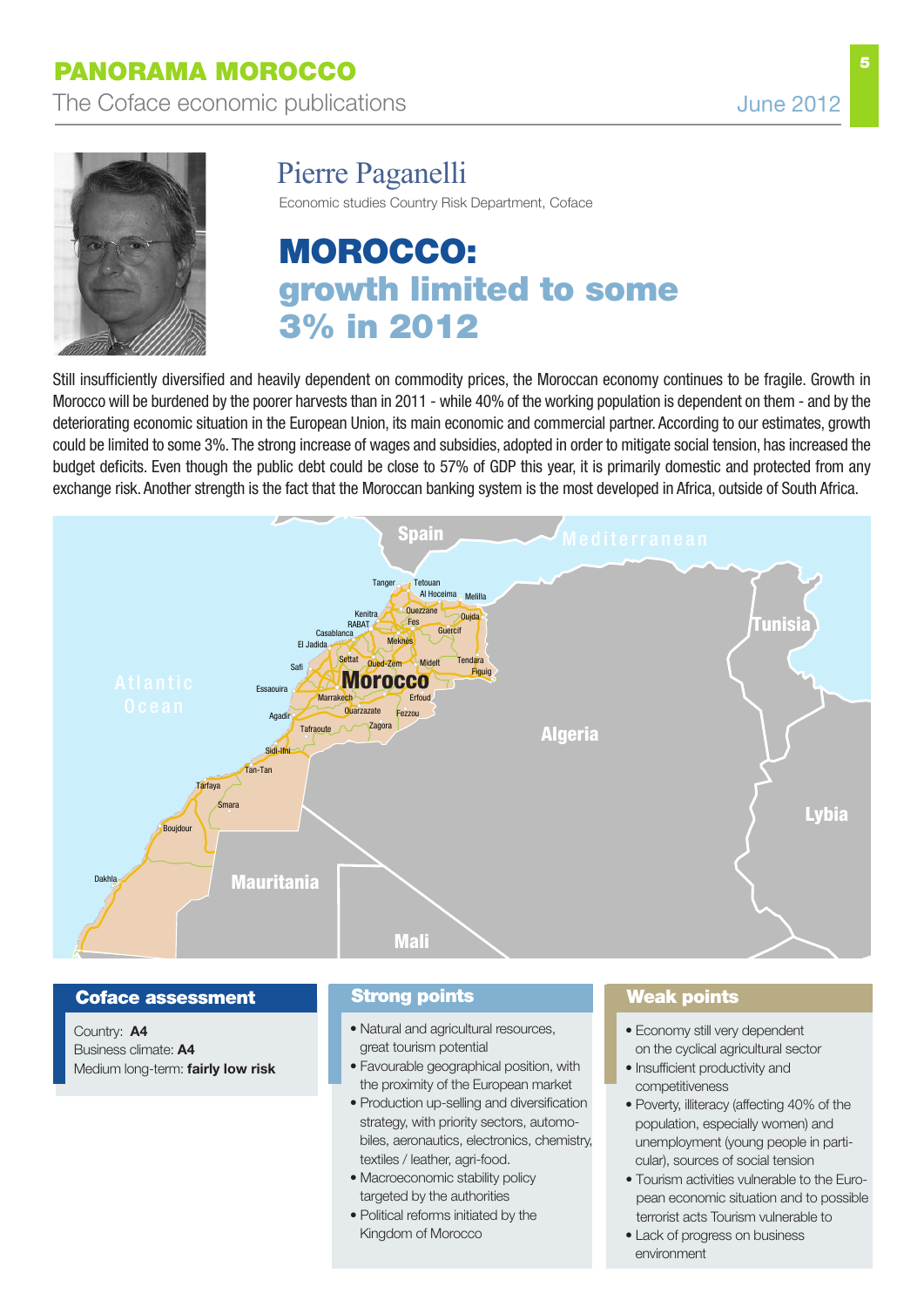Pierre Paganelli

Economic studies Country Risk Department, Coface

# MOROCCO: growth limited to some 3% in 2012

Still insufficiently diversified and heavily dependent on commodity prices, the Moroccan economy continues to be fragile. Growth in Morocco will be burdened by the poorer harvests than in 2011 - while 40% of the working population is dependent on them - and by the deteriorating economic situation in the European Union, its main economic and commercial partner. According to our estimates, growth could be limited to some 3%. The strong increase of wages and subsidies, adopted in order to mitigate social tension, has increased the budget deficits. Even though the public debt could be close to 57% of GDP this year, it is primarily domestic and protected from any exchange risk. Another strength is the fact that the Moroccan banking system is the most developed in Africa, outside of South Africa.

### Coface assessment

Country: **A4**
Business climate: **A4**
Medium long-term: **fairly low risk**

### Strong points

- Natural and agricultural resources, great tourism potential
- Favourable geographical position, with the proximity of the European market
- Production up-selling and diversification strategy, with priority sectors, automobiles, aeronautics, electronics, chemistry, textiles / leather, agri-food.
- Macroeconomic stability policy targeted by the authorities
- Political reforms initiated by the Kingdom of Morocco

### Weak points

- Economy still very dependent on the cyclical agricultural sector
- Insufficient productivity and competitiveness
- Poverty, illiteracy (affecting 40% of the population, especially women) and unemployment (young people in particular), sources of social tension
- Tourism activities vulnerable to the European economic situation and to possible terrorist acts Tourism vulnerable to
- Lack of progress on business environment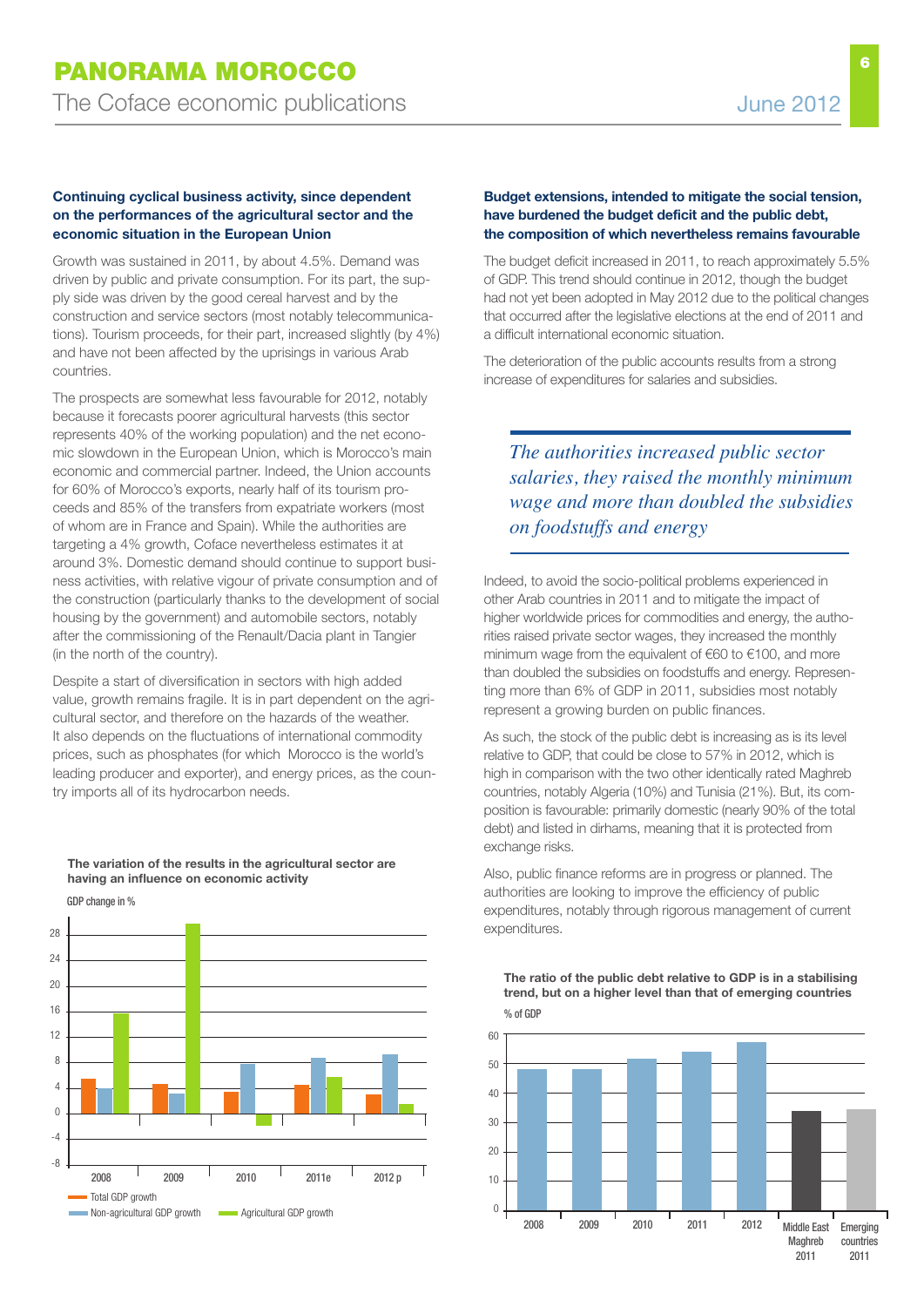**Continuing cyclical business activity, since dependent on the performances of the agricultural sector and the economic situation in the European Union**

Growth was sustained in 2011, by about 4.5%. Demand was driven by public and private consumption. For its part, the supply side was driven by the good cereal harvest and by the construction and service sectors (most notably telecommunications). Tourism proceeds, for their part, increased slightly (by 4%) and have not been affected by the uprisings in various Arab countries.

The prospects are somewhat less favourable for 2012, notably because it forecasts poorer agricultural harvests (this sector represents 40% of the working population) and the net economic slowdown in the European Union, which is Morocco's main economic and commercial partner. Indeed, the Union accounts for 60% of Morocco's exports, nearly half of its tourism proceeds and 85% of the transfers from expatriate workers (most of whom are in France and Spain). While the authorities are targeting a 4% growth, Coface nevertheless estimates it at around 3%. Domestic demand should continue to support business activities, with relative vigour of private consumption and of the construction (particularly thanks to the development of social housing by the government) and automobile sectors, notably after the commissioning of the Renault/Dacia plant in Tangier (in the north of the country).

Despite a start of diversification in sectors with high added value, growth remains fragile. It is in part dependent on the agricultural sector, and therefore on the hazards of the weather. It also depends on the fluctuations of international commodity prices, such as phosphates (for which Morocco is the world's leading producer and exporter), and energy prices, as the country imports all of its hydrocarbon needs.

**The variation of the results in the agricultural sector are having an influence on economic activity**

GDP change in %

Legend: Total GDP growth; Non-agricultural GDP growth; Agricultural GDP growth

Years: 2008, 2009, 2010, 2011e, 2012 p

**Budget extensions, intended to mitigate the social tension, have burdened the budget deficit and the public debt, the composition of which nevertheless remains favourable**

The budget deficit increased in 2011, to reach approximately 5.5% of GDP. This trend should continue in 2012, though the budget had not yet been adopted in May 2012 due to the political changes that occurred after the legislative elections at the end of 2011 and a difficult international economic situation.

The deterioration of the public accounts results from a strong increase of expenditures for salaries and subsidies.

> *The authorities increased public sector salaries, they raised the monthly minimum wage and more than doubled the subsidies on foodstuffs and energy*

Indeed, to avoid the socio-political problems experienced in other Arab countries in 2011 and to mitigate the impact of higher worldwide prices for commodities and energy, the authorities raised private sector wages, they increased the monthly minimum wage from the equivalent of €60 to €100, and more than doubled the subsidies on foodstuffs and energy. Representing more than 6% of GDP in 2011, subsidies most notably represent a growing burden on public finances.

As such, the stock of the public debt is increasing as is its level relative to GDP, that could be close to 57% in 2012, which is high in comparison with the two other identically rated Maghreb countries, notably Algeria (10%) and Tunisia (21%). But, its composition is favourable: primarily domestic (nearly 90% of the total debt) and listed in dirhams, meaning that it is protected from exchange risks.

Also, public finance reforms are in progress or planned. The authorities are looking to improve the efficiency of public expenditures, notably through rigorous management of current expenditures.

**The ratio of the public debt relative to GDP is in a stabilising trend, but on a higher level than that of emerging countries**

% of GDP

Categories: 2008, 2009, 2010, 2011, 2012, Middle East Maghreb 2011, Emerging countries 2011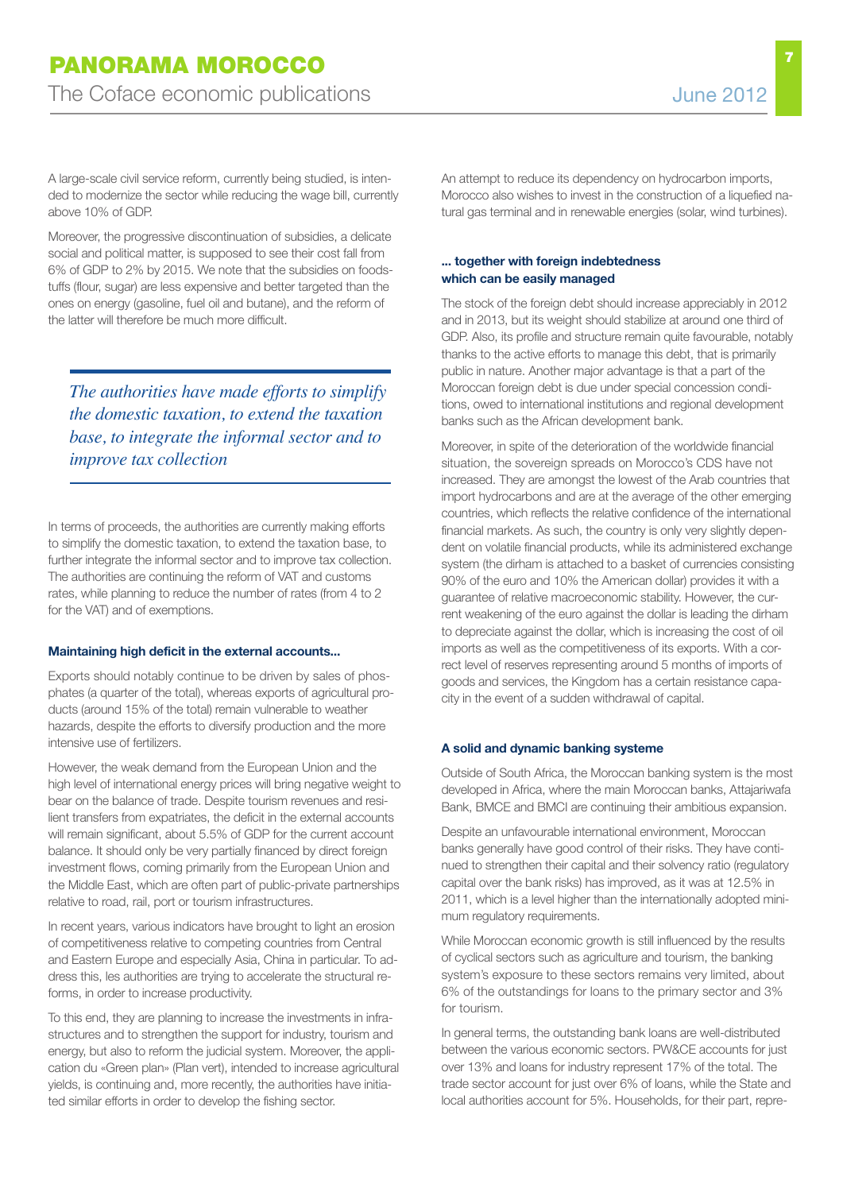A large-scale civil service reform, currently being studied, is intended to modernize the sector while reducing the wage bill, currently above 10% of GDP.

Moreover, the progressive discontinuation of subsidies, a delicate social and political matter, is supposed to see their cost fall from 6% of GDP to 2% by 2015. We note that the subsidies on foodstuffs (flour, sugar) are less expensive and better targeted than the ones on energy (gasoline, fuel oil and butane), and the reform of the latter will therefore be much more difficult.

> *The authorities have made efforts to simplify the domestic taxation, to extend the taxation base, to integrate the informal sector and to improve tax collection*

In terms of proceeds, the authorities are currently making efforts to simplify the domestic taxation, to extend the taxation base, to further integrate the informal sector and to improve tax collection. The authorities are continuing the reform of VAT and customs rates, while planning to reduce the number of rates (from 4 to 2 for the VAT) and of exemptions.

**Maintaining high deficit in the external accounts...**

Exports should notably continue to be driven by sales of phosphates (a quarter of the total), whereas exports of agricultural products (around 15% of the total) remain vulnerable to weather hazards, despite the efforts to diversify production and the more intensive use of fertilizers.

However, the weak demand from the European Union and the high level of international energy prices will bring negative weight to bear on the balance of trade. Despite tourism revenues and resilient transfers from expatriates, the deficit in the external accounts will remain significant, about 5.5% of GDP for the current account balance. It should only be very partially financed by direct foreign investment flows, coming primarily from the European Union and the Middle East, which are often part of public-private partnerships relative to road, rail, port or tourism infrastructures.

In recent years, various indicators have brought to light an erosion of competitiveness relative to competing countries from Central and Eastern Europe and especially Asia, China in particular. To address this, les authorities are trying to accelerate the structural reforms, in order to increase productivity.

To this end, they are planning to increase the investments in infrastructures and to strengthen the support for industry, tourism and energy, but also to reform the judicial system. Moreover, the application du «Green plan» (Plan vert), intended to increase agricultural yields, is continuing and, more recently, the authorities have initiated similar efforts in order to develop the fishing sector.

An attempt to reduce its dependency on hydrocarbon imports, Morocco also wishes to invest in the construction of a liquefied natural gas terminal and in renewable energies (solar, wind turbines).

**... together with foreign indebtedness which can be easily managed**

The stock of the foreign debt should increase appreciably in 2012 and in 2013, but its weight should stabilize at around one third of GDP. Also, its profile and structure remain quite favourable, notably thanks to the active efforts to manage this debt, that is primarily public in nature. Another major advantage is that a part of the Moroccan foreign debt is due under special concession conditions, owed to international institutions and regional development banks such as the African development bank.

Moreover, in spite of the deterioration of the worldwide financial situation, the sovereign spreads on Morocco's CDS have not increased. They are amongst the lowest of the Arab countries that import hydrocarbons and are at the average of the other emerging countries, which reflects the relative confidence of the international financial markets. As such, the country is only very slightly dependent on volatile financial products, while its administered exchange system (the dirham is attached to a basket of currencies consisting 90% of the euro and 10% the American dollar) provides it with a guarantee of relative macroeconomic stability. However, the current weakening of the euro against the dollar is leading the dirham to depreciate against the dollar, which is increasing the cost of oil imports as well as the competitiveness of its exports. With a correct level of reserves representing around 5 months of imports of goods and services, the Kingdom has a certain resistance capacity in the event of a sudden withdrawal of capital.

**A solid and dynamic banking systeme**

Outside of South Africa, the Moroccan banking system is the most developed in Africa, where the main Moroccan banks, Attajariwafa Bank, BMCE and BMCI are continuing their ambitious expansion.

Despite an unfavourable international environment, Moroccan banks generally have good control of their risks. They have continued to strengthen their capital and their solvency ratio (regulatory capital over the bank risks) has improved, as it was at 12.5% in 2011, which is a level higher than the internationally adopted minimum regulatory requirements.

While Moroccan economic growth is still influenced by the results of cyclical sectors such as agriculture and tourism, the banking system's exposure to these sectors remains very limited, about 6% of the outstandings for loans to the primary sector and 3% for tourism.

In general terms, the outstanding bank loans are well-distributed between the various economic sectors. PW&CE accounts for just over 13% and loans for industry represent 17% of the total. The trade sector account for just over 6% of loans, while the State and local authorities account for 5%. Households, for their part, repre-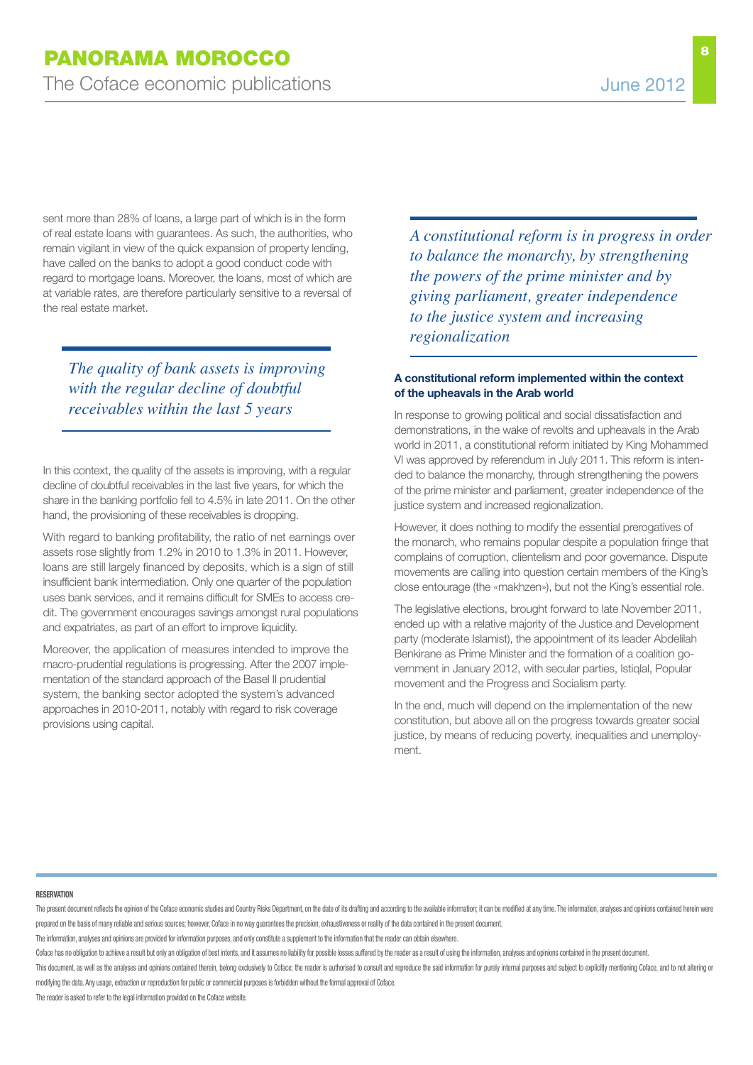sent more than 28% of loans, a large part of which is in the form of real estate loans with guarantees. As such, the authorities, who remain vigilant in view of the quick expansion of property lending, have called on the banks to adopt a good conduct code with regard to mortgage loans. Moreover, the loans, most of which are at variable rates, are therefore particularly sensitive to a reversal of the real estate market.

*The quality of bank assets is improving with the regular decline of doubtful receivables within the last 5 years*

In this context, the quality of the assets is improving, with a regular decline of doubtful receivables in the last five years, for which the share in the banking portfolio fell to 4.5% in late 2011. On the other hand, the provisioning of these receivables is dropping.

With regard to banking profitability, the ratio of net earnings over assets rose slightly from 1.2% in 2010 to 1.3% in 2011. However, loans are still largely financed by deposits, which is a sign of still insufficient bank intermediation. Only one quarter of the population uses bank services, and it remains difficult for SMEs to access credit. The government encourages savings amongst rural populations and expatriates, as part of an effort to improve liquidity.

Moreover, the application of measures intended to improve the macro-prudential regulations is progressing. After the 2007 implementation of the standard approach of the Basel II prudential system, the banking sector adopted the system's advanced approaches in 2010-2011, notably with regard to risk coverage provisions using capital.

*A constitutional reform is in progress in order to balance the monarchy, by strengthening the powers of the prime minister and by giving parliament, greater independence to the justice system and increasing regionalization*

### A constitutional reform implemented within the context of the upheavals in the Arab world

In response to growing political and social dissatisfaction and demonstrations, in the wake of revolts and upheavals in the Arab world in 2011, a constitutional reform initiated by King Mohammed VI was approved by referendum in July 2011. This reform is intended to balance the monarchy, through strengthening the powers of the prime minister and parliament, greater independence of the justice system and increased regionalization.

However, it does nothing to modify the essential prerogatives of the monarch, who remains popular despite a population fringe that complains of corruption, clientelism and poor governance. Dispute movements are calling into question certain members of the King's close entourage (the «makhzen»), but not the King's essential role.

The legislative elections, brought forward to late November 2011, ended up with a relative majority of the Justice and Development party (moderate Islamist), the appointment of its leader Abdelilah Benkirane as Prime Minister and the formation of a coalition government in January 2012, with secular parties, Istiqlal, Popular movement and the Progress and Socialism party.

In the end, much will depend on the implementation of the new constitution, but above all on the progress towards greater social justice, by means of reducing poverty, inequalities and unemployment.

**RESERVATION**

The present document reflects the opinion of the Coface economic studies and Country Risks Department, on the date of its drafting and according to the available information; it can be modified at any time. The information, analyses and opinions contained herein were prepared on the basis of many reliable and serious sources; however, Coface in no way guarantees the precision, exhaustiveness or reality of the data contained in the present document.

The information, analyses and opinions are provided for information purposes, and only constitute a supplement to the information that the reader can obtain elsewhere.

Coface has no obligation to achieve a result but only an obligation of best intents, and it assumes no liability for possible losses suffered by the reader as a result of using the information, analyses and opinions contained in the present document.

This document, as well as the analyses and opinions contained therein, belong exclusively to Coface; the reader is authorised to consult and reproduce the said information for purely internal purposes and subject to explicitly mentioning Coface, and to not altering or modifying the data. Any usage, extraction or reproduction for public or commercial purposes is forbidden without the formal approval of Coface.

The reader is asked to refer to the legal information provided on the Coface website.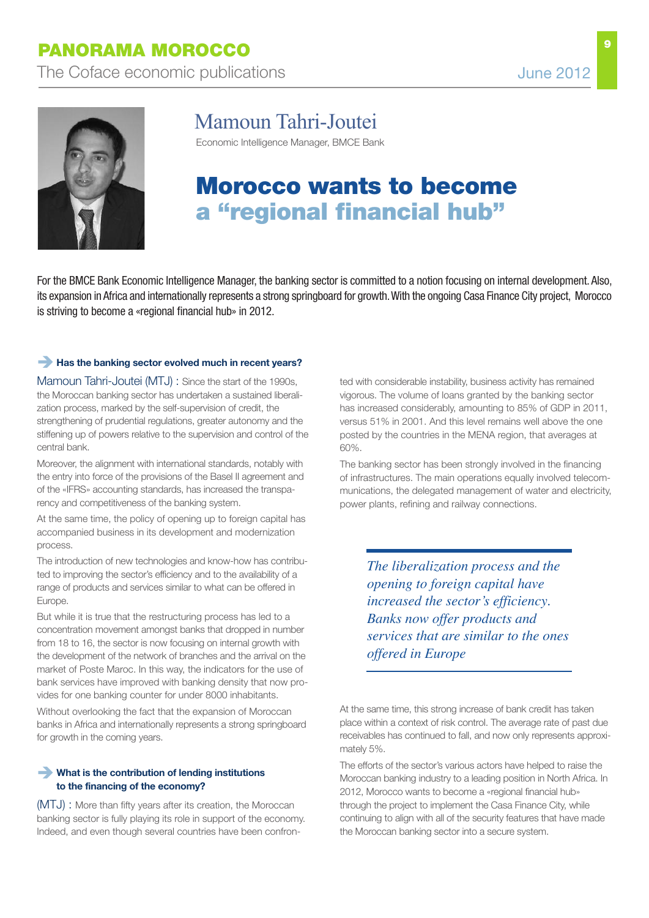# Mamoun Tahri-Joutei

Economic Intelligence Manager, BMCE Bank

## Morocco wants to become a "regional financial hub"

For the BMCE Bank Economic Intelligence Manager, the banking sector is committed to a notion focusing on internal development. Also, its expansion in Africa and internationally represents a strong springboard for growth. With the ongoing Casa Finance City project, Morocco is striving to become a «regional financial hub» in 2012.

### Has the banking sector evolved much in recent years?

Mamoun Tahri-Joutei (MTJ) : Since the start of the 1990s, the Moroccan banking sector has undertaken a sustained liberalization process, marked by the self-supervision of credit, the strengthening of prudential regulations, greater autonomy and the stiffening up of powers relative to the supervision and control of the central bank.

Moreover, the alignment with international standards, notably with the entry into force of the provisions of the Basel II agreement and of the «IFRS» accounting standards, has increased the transparency and competitiveness of the banking system.

At the same time, the policy of opening up to foreign capital has accompanied business in its development and modernization process.

The introduction of new technologies and know-how has contributed to improving the sector's efficiency and to the availability of a range of products and services similar to what can be offered in Europe.

But while it is true that the restructuring process has led to a concentration movement amongst banks that dropped in number from 18 to 16, the sector is now focusing on internal growth with the development of the network of branches and the arrival on the market of Poste Maroc. In this way, the indicators for the use of bank services have improved with banking density that now provides for one banking counter for under 8000 inhabitants.

Without overlooking the fact that the expansion of Moroccan banks in Africa and internationally represents a strong springboard for growth in the coming years.

### What is the contribution of lending institutions to the financing of the economy?

(MTJ) : More than fifty years after its creation, the Moroccan banking sector is fully playing its role in support of the economy. Indeed, and even though several countries have been confronted with considerable instability, business activity has remained vigorous. The volume of loans granted by the banking sector has increased considerably, amounting to 85% of GDP in 2011, versus 51% in 2001. And this level remains well above the one posted by the countries in the MENA region, that averages at 60%.

The banking sector has been strongly involved in the financing of infrastructures. The main operations equally involved telecommunications, the delegated management of water and electricity, power plants, refining and railway connections.

> *The liberalization process and the opening to foreign capital have increased the sector's efficiency. Banks now offer products and services that are similar to the ones offered in Europe*

At the same time, this strong increase of bank credit has taken place within a context of risk control. The average rate of past due receivables has continued to fall, and now only represents approximately 5%.

The efforts of the sector's various actors have helped to raise the Moroccan banking industry to a leading position in North Africa. In 2012, Morocco wants to become a «regional financial hub» through the project to implement the Casa Finance City, while continuing to align with all of the security features that have made the Moroccan banking sector into a secure system.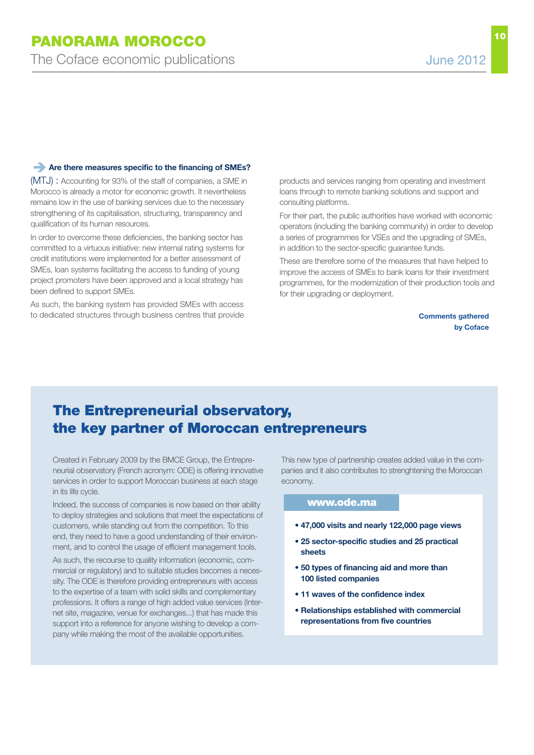### Are there measures specific to the financing of SMEs?

(MTJ) : Accounting for 93% of the staff of companies, a SME in Morocco is already a motor for economic growth. It nevertheless remains low in the use of banking services due to the necessary strengthening of its capitalisation, structuring, transparency and qualification of its human resources.

In order to overcome these deficiencies, the banking sector has committed to a virtuous initiative: new internal rating systems for credit institutions were implemented for a better assessment of SMEs, loan systems facilitating the access to funding of young project promoters have been approved and a local strategy has been defined to support SMEs.

As such, the banking system has provided SMEs with access to dedicated structures through business centres that provide products and services ranging from operating and investment loans through to remote banking solutions and support and consulting platforms.

For their part, the public authorities have worked with economic operators (including the banking community) in order to develop a series of programmes for VSEs and the upgrading of SMEs, in addition to the sector-specific guarantee funds.

These are therefore some of the measures that have helped to improve the access of SMEs to bank loans for their investment programmes, for the modernization of their production tools and for their upgrading or deployment.

**Comments gathered by Coface**

## The Entrepreneurial observatory, the key partner of Moroccan entrepreneurs

Created in February 2009 by the BMCE Group, the Entrepreneurial observatory (French acronym: ODE) is offering innovative services in order to support Moroccan business at each stage in its life cycle.

Indeed, the success of companies is now based on their ability to deploy strategies and solutions that meet the expectations of customers, while standing out from the competition. To this end, they need to have a good understanding of their environment, and to control the usage of efficient management tools.

As such, the recourse to quality information (economic, commercial or regulatory) and to suitable studies becomes a necessity. The ODE is therefore providing entrepreneurs with access to the expertise of a team with solid skills and complementary professions. It offers a range of high added value services (Internet site, magazine, venue for exchanges...) that has made this support into a reference for anyone wishing to develop a company while making the most of the available opportunities.

This new type of partnership creates added value in the companies and it also contributes to strenghtening the Moroccan economy.

**www.ode.ma**

- **47,000 visits and nearly 122,000 page views**
- **25 sector-specific studies and 25 practical sheets**
- **50 types of financing aid and more than 100 listed companies**
- **11 waves of the confidence index**
- **Relationships established with commercial representations from five countries**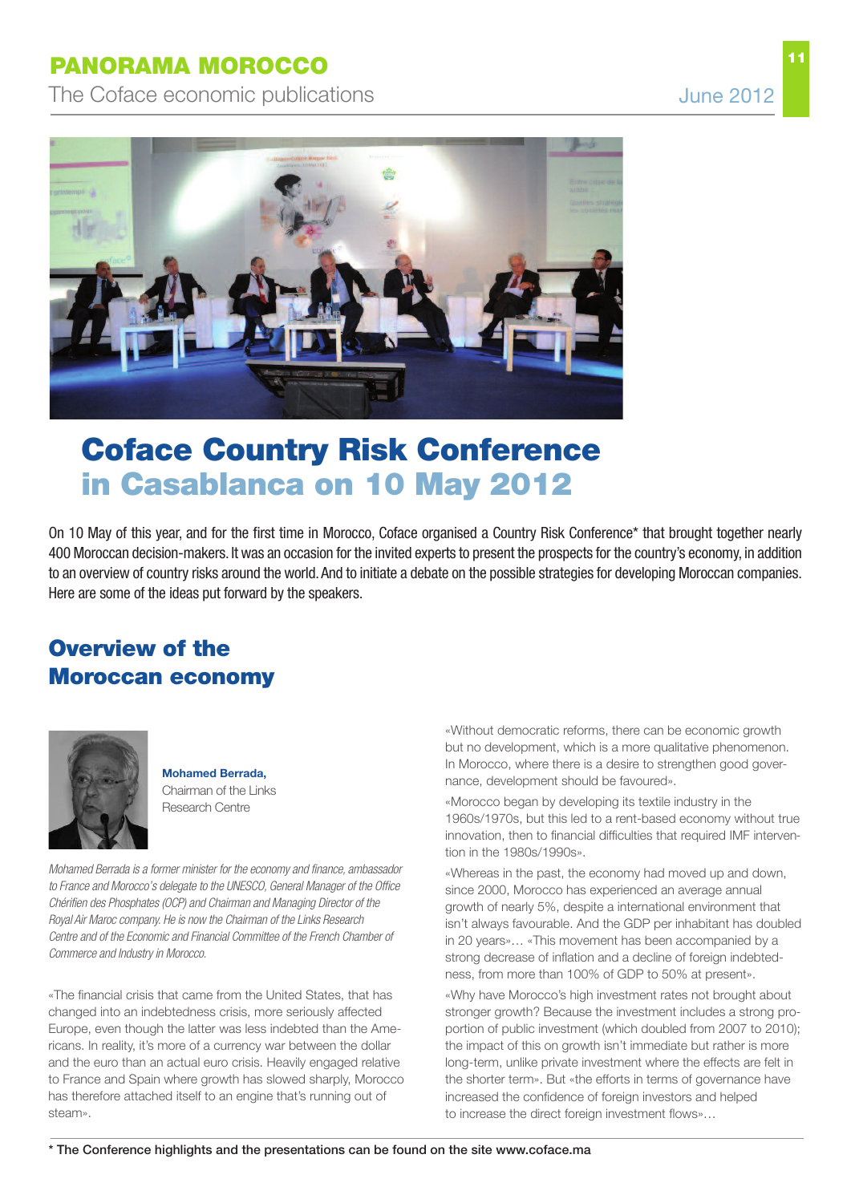# Coface Country Risk Conference in Casablanca on 10 May 2012

On 10 May of this year, and for the first time in Morocco, Coface organised a Country Risk Conference* that brought together nearly 400 Moroccan decision-makers. It was an occasion for the invited experts to present the prospects for the country's economy, in addition to an overview of country risks around the world. And to initiate a debate on the possible strategies for developing Moroccan companies. Here are some of the ideas put forward by the speakers.

## Overview of the Moroccan economy

**Mohamed Berrada,**
Chairman of the Links Research Centre

*Mohamed Berrada is a former minister for the economy and finance, ambassador to France and Morocco's delegate to the UNESCO, General Manager of the Office Chérifien des Phosphates (OCP) and Chairman and Managing Director of the Royal Air Maroc company. He is now the Chairman of the Links Research Centre and of the Economic and Financial Committee of the French Chamber of Commerce and Industry in Morocco.*

«The financial crisis that came from the United States, that has changed into an indebtedness crisis, more seriously affected Europe, even though the latter was less indebted than the Americans. In reality, it's more of a currency war between the dollar and the euro than an actual euro crisis. Heavily engaged relative to France and Spain where growth has slowed sharply, Morocco has therefore attached itself to an engine that's running out of steam».

«Without democratic reforms, there can be economic growth but no development, which is a more qualitative phenomenon. In Morocco, where there is a desire to strengthen good governance, development should be favoured».

«Morocco began by developing its textile industry in the 1960s/1970s, but this led to a rent-based economy without true innovation, then to financial difficulties that required IMF intervention in the 1980s/1990s».

«Whereas in the past, the economy had moved up and down, since 2000, Morocco has experienced an average annual growth of nearly 5%, despite a international environment that isn't always favourable. And the GDP per inhabitant has doubled in 20 years»... «This movement has been accompanied by a strong decrease of inflation and a decline of foreign indebtedness, from more than 100% of GDP to 50% at present».

«Why have Morocco's high investment rates not brought about stronger growth? Because the investment includes a strong proportion of public investment (which doubled from 2007 to 2010); the impact of this on growth isn't immediate but rather is more long-term, unlike private investment where the effects are felt in the shorter term». But «the efforts in terms of governance have increased the confidence of foreign investors and helped to increase the direct foreign investment flows»...

* The Conference highlights and the presentations can be found on the site www.coface.ma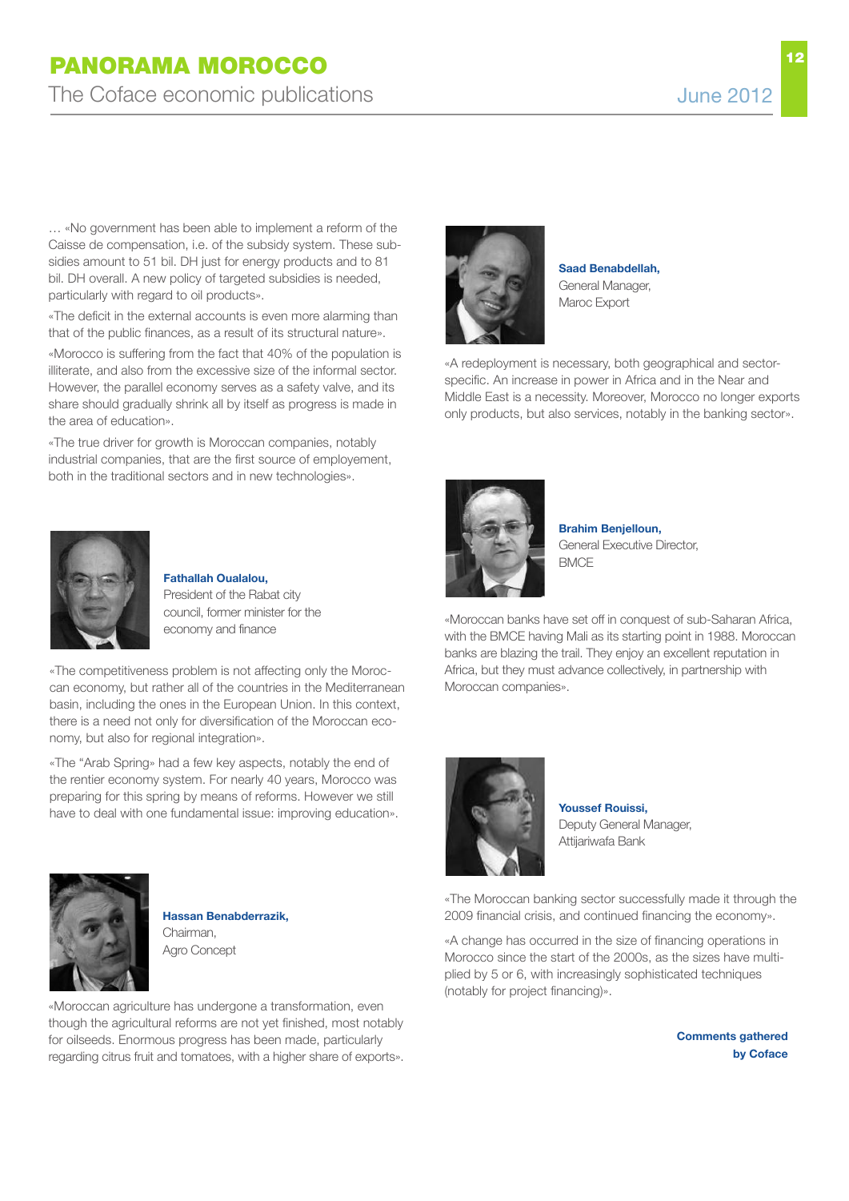… «No government has been able to implement a reform of the Caisse de compensation, i.e. of the subsidy system. These subsidies amount to 51 bil. DH just for energy products and to 81 bil. DH overall. A new policy of targeted subsidies is needed, particularly with regard to oil products».

«The deficit in the external accounts is even more alarming than that of the public finances, as a result of its structural nature».

«Morocco is suffering from the fact that 40% of the population is illiterate, and also from the excessive size of the informal sector. However, the parallel economy serves as a safety valve, and its share should gradually shrink all by itself as progress is made in the area of education».

«The true driver for growth is Moroccan companies, notably industrial companies, that are the first source of employement, both in the traditional sectors and in new technologies».

**Fathallah Oualalou,**
President of the Rabat city council, former minister for the economy and finance

«The competitiveness problem is not affecting only the Moroccan economy, but rather all of the countries in the Mediterranean basin, including the ones in the European Union. In this context, there is a need not only for diversification of the Moroccan economy, but also for regional integration».

«The "Arab Spring» had a few key aspects, notably the end of the rentier economy system. For nearly 40 years, Morocco was preparing for this spring by means of reforms. However we still have to deal with one fundamental issue: improving education».

**Hassan Benabderrazik,**
Chairman,
Agro Concept

«Moroccan agriculture has undergone a transformation, even though the agricultural reforms are not yet finished, most notably for oilseeds. Enormous progress has been made, particularly regarding citrus fruit and tomatoes, with a higher share of exports».

**Saad Benabdellah,**
General Manager,
Maroc Export

«A redeployment is necessary, both geographical and sector-specific. An increase in power in Africa and in the Near and Middle East is a necessity. Moreover, Morocco no longer exports only products, but also services, notably in the banking sector».

**Brahim Benjelloun,**
General Executive Director,
BMCE

«Moroccan banks have set off in conquest of sub-Saharan Africa, with the BMCE having Mali as its starting point in 1988. Moroccan banks are blazing the trail. They enjoy an excellent reputation in Africa, but they must advance collectively, in partnership with Moroccan companies».

**Youssef Rouissi,**
Deputy General Manager,
Attijariwafa Bank

«The Moroccan banking sector successfully made it through the 2009 financial crisis, and continued financing the economy».

«A change has occurred in the size of financing operations in Morocco since the start of the 2000s, as the sizes have multiplied by 5 or 6, with increasingly sophisticated techniques (notably for project financing)».

**Comments gathered by Coface**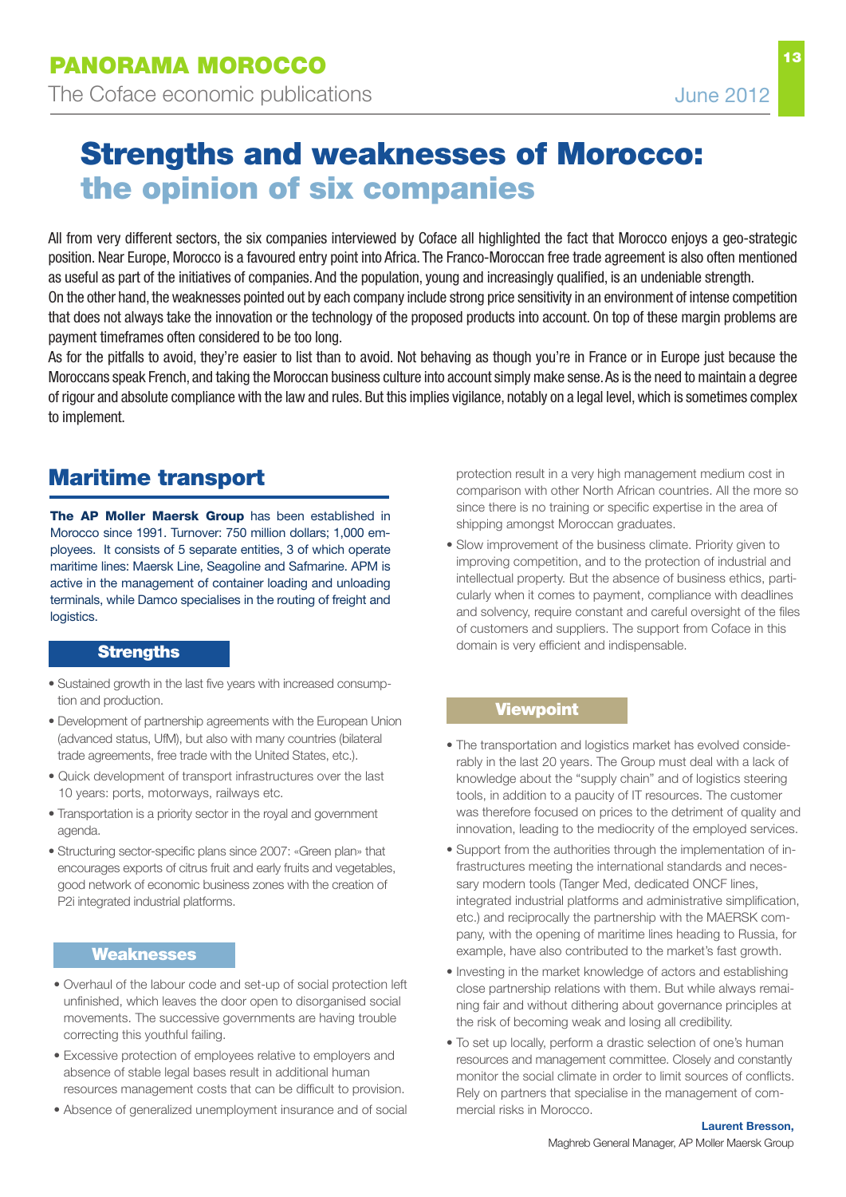# Strengths and weaknesses of Morocco: the opinion of six companies

All from very different sectors, the six companies interviewed by Coface all highlighted the fact that Morocco enjoys a geo-strategic position. Near Europe, Morocco is a favoured entry point into Africa. The Franco-Moroccan free trade agreement is also often mentioned as useful as part of the initiatives of companies. And the population, young and increasingly qualified, is an undeniable strength.

On the other hand, the weaknesses pointed out by each company include strong price sensitivity in an environment of intense competition that does not always take the innovation or the technology of the proposed products into account. On top of these margin problems are payment timeframes often considered to be too long.

As for the pitfalls to avoid, they're easier to list than to avoid. Not behaving as though you're in France or in Europe just because the Moroccans speak French, and taking the Moroccan business culture into account simply make sense. As is the need to maintain a degree of rigour and absolute compliance with the law and rules. But this implies vigilance, notably on a legal level, which is sometimes complex to implement.

## Maritime transport

**The AP Moller Maersk Group** has been established in Morocco since 1991. Turnover: 750 million dollars; 1,000 employees. It consists of 5 separate entities, 3 of which operate maritime lines: Maersk Line, Seagoline and Safmarine. APM is active in the management of container loading and unloading terminals, while Damco specialises in the routing of freight and logistics.

### Strengths

- Sustained growth in the last five years with increased consumption and production.
- Development of partnership agreements with the European Union (advanced status, UfM), but also with many countries (bilateral trade agreements, free trade with the United States, etc.).
- Quick development of transport infrastructures over the last 10 years: ports, motorways, railways etc.
- Transportation is a priority sector in the royal and government agenda.
- Structuring sector-specific plans since 2007: «Green plan» that encourages exports of citrus fruit and early fruits and vegetables, good network of economic business zones with the creation of P2i integrated industrial platforms.

### Weaknesses

- Overhaul of the labour code and set-up of social protection left unfinished, which leaves the door open to disorganised social movements. The successive governments are having trouble correcting this youthful failing.
- Excessive protection of employees relative to employers and absence of stable legal bases result in additional human resources management costs that can be difficult to provision.
- Absence of generalized unemployment insurance and of social protection result in a very high management medium cost in comparison with other North African countries. All the more so since there is no training or specific expertise in the area of shipping amongst Moroccan graduates.
- Slow improvement of the business climate. Priority given to improving competition, and to the protection of industrial and intellectual property. But the absence of business ethics, particularly when it comes to payment, compliance with deadlines and solvency, require constant and careful oversight of the files of customers and suppliers. The support from Coface in this domain is very efficient and indispensable.

### Viewpoint

- The transportation and logistics market has evolved considerably in the last 20 years. The Group must deal with a lack of knowledge about the "supply chain" and of logistics steering tools, in addition to a paucity of IT resources. The customer was therefore focused on prices to the detriment of quality and innovation, leading to the mediocrity of the employed services.
- Support from the authorities through the implementation of infrastructures meeting the international standards and necessary modern tools (Tanger Med, dedicated ONCF lines, integrated industrial platforms and administrative simplification, etc.) and reciprocally the partnership with the MAERSK company, with the opening of maritime lines heading to Russia, for example, have also contributed to the market's fast growth.
- Investing in the market knowledge of actors and establishing close partnership relations with them. But while always remaining fair and without dithering about governance principles at the risk of becoming weak and losing all credibility.
- To set up locally, perform a drastic selection of one's human resources and management committee. Closely and constantly monitor the social climate in order to limit sources of conflicts. Rely on partners that specialise in the management of commercial risks in Morocco.

**Laurent Bresson,**
Maghreb General Manager, AP Moller Maersk Group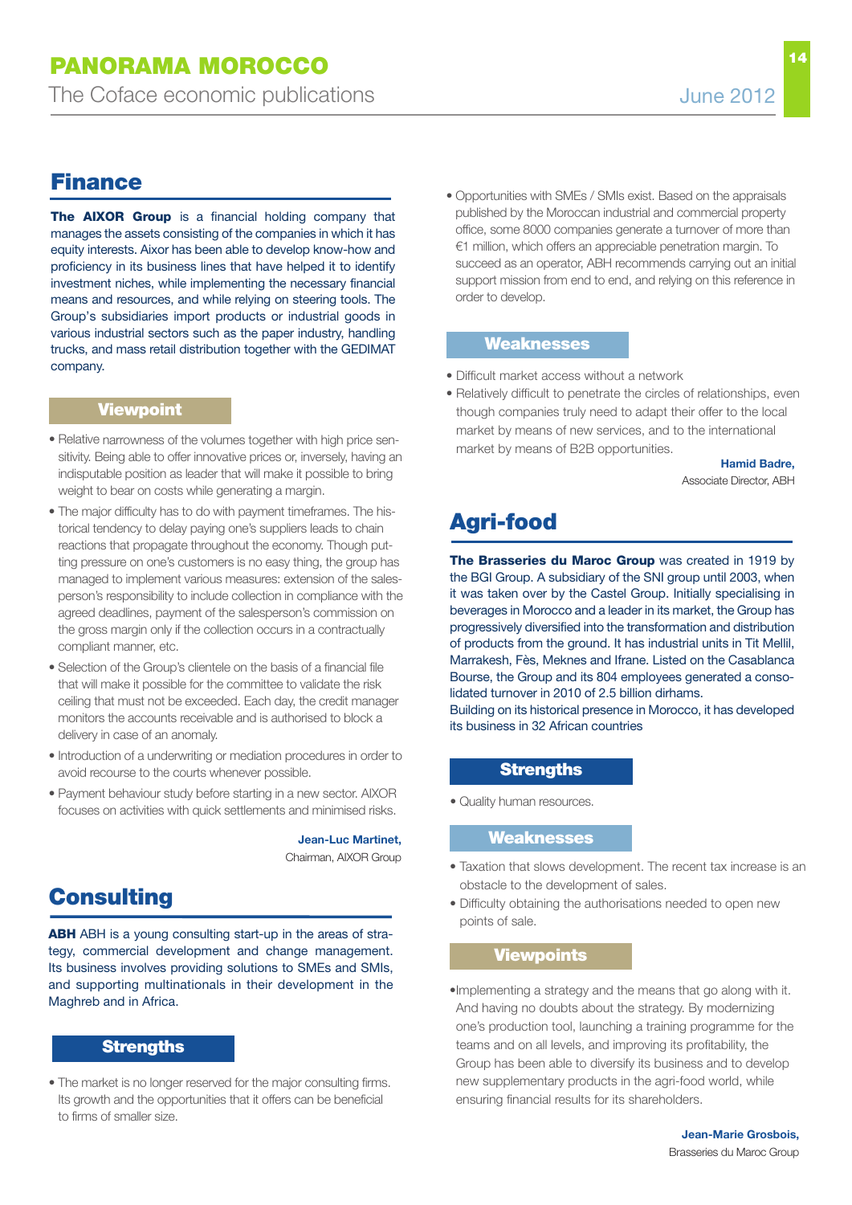## Finance

**The AIXOR Group** is a financial holding company that manages the assets consisting of the companies in which it has equity interests. Aixor has been able to develop know-how and proficiency in its business lines that have helped it to identify investment niches, while implementing the necessary financial means and resources, and while relying on steering tools. The Group's subsidiaries import products or industrial goods in various industrial sectors such as the paper industry, handling trucks, and mass retail distribution together with the GEDIMAT company.

### Viewpoint

- Relative narrowness of the volumes together with high price sensitivity. Being able to offer innovative prices or, inversely, having an indisputable position as leader that will make it possible to bring weight to bear on costs while generating a margin.
- The major difficulty has to do with payment timeframes. The historical tendency to delay paying one's suppliers leads to chain reactions that propagate throughout the economy. Though putting pressure on one's customers is no easy thing, the group has managed to implement various measures: extension of the salesperson's responsibility to include collection in compliance with the agreed deadlines, payment of the salesperson's commission on the gross margin only if the collection occurs in a contractually compliant manner, etc.
- Selection of the Group's clientele on the basis of a financial file that will make it possible for the committee to validate the risk ceiling that must not be exceeded. Each day, the credit manager monitors the accounts receivable and is authorised to block a delivery in case of an anomaly.
- Introduction of a underwriting or mediation procedures in order to avoid recourse to the courts whenever possible.
- Payment behaviour study before starting in a new sector. AIXOR focuses on activities with quick settlements and minimised risks.

**Jean-Luc Martinet,**
Chairman, AIXOR Group

## Consulting

**ABH** ABH is a young consulting start-up in the areas of strategy, commercial development and change management. Its business involves providing solutions to SMEs and SMIs, and supporting multinationals in their development in the Maghreb and in Africa.

### Strengths

- The market is no longer reserved for the major consulting firms. Its growth and the opportunities that it offers can be beneficial to firms of smaller size.
- Opportunities with SMEs / SMIs exist. Based on the appraisals published by the Moroccan industrial and commercial property office, some 8000 companies generate a turnover of more than €1 million, which offers an appreciable penetration margin. To succeed as an operator, ABH recommends carrying out an initial support mission from end to end, and relying on this reference in order to develop.

### Weaknesses

- Difficult market access without a network
- Relatively difficult to penetrate the circles of relationships, even though companies truly need to adapt their offer to the local market by means of new services, and to the international market by means of B2B opportunities.

**Hamid Badre,**
Associate Director, ABH

## Agri-food

**The Brasseries du Maroc Group** was created in 1919 by the BGI Group. A subsidiary of the SNI group until 2003, when it was taken over by the Castel Group. Initially specialising in beverages in Morocco and a leader in its market, the Group has progressively diversified into the transformation and distribution of products from the ground. It has industrial units in Tit Mellil, Marrakesh, Fès, Meknes and Ifrane. Listed on the Casablanca Bourse, the Group and its 804 employees generated a consolidated turnover in 2010 of 2.5 billion dirhams.
Building on its historical presence in Morocco, it has developed its business in 32 African countries

### Strengths

- Quality human resources.

### Weaknesses

- Taxation that slows development. The recent tax increase is an obstacle to the development of sales.
- Difficulty obtaining the authorisations needed to open new points of sale.

### Viewpoints

- Implementing a strategy and the means that go along with it. And having no doubts about the strategy. By modernizing one's production tool, launching a training programme for the teams and on all levels, and improving its profitability, the Group has been able to diversify its business and to develop new supplementary products in the agri-food world, while ensuring financial results for its shareholders.

**Jean-Marie Grosbois,**
Brasseries du Maroc Group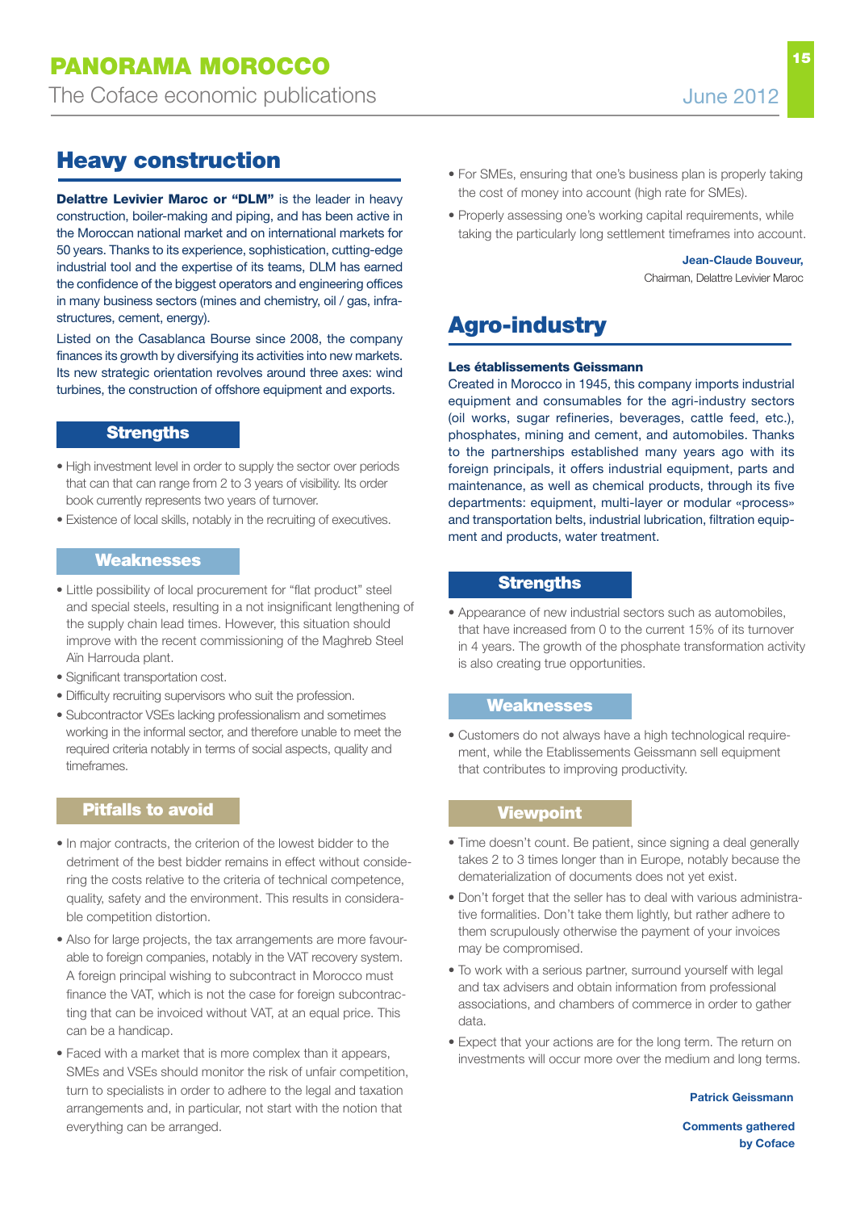## Heavy construction

**Delattre Levivier Maroc or "DLM"** is the leader in heavy construction, boiler-making and piping, and has been active in the Moroccan national market and on international markets for 50 years. Thanks to its experience, sophistication, cutting-edge industrial tool and the expertise of its teams, DLM has earned the confidence of the biggest operators and engineering offices in many business sectors (mines and chemistry, oil / gas, infrastructures, cement, energy).

Listed on the Casablanca Bourse since 2008, the company finances its growth by diversifying its activities into new markets. Its new strategic orientation revolves around three axes: wind turbines, the construction of offshore equipment and exports.

### Strengths

- High investment level in order to supply the sector over periods that can that can range from 2 to 3 years of visibility. Its order book currently represents two years of turnover.
- Existence of local skills, notably in the recruiting of executives.

### Weaknesses

- Little possibility of local procurement for "flat product" steel and special steels, resulting in a not insignificant lengthening of the supply chain lead times. However, this situation should improve with the recent commissioning of the Maghreb Steel Aïn Harrouda plant.
- Significant transportation cost.
- Difficulty recruiting supervisors who suit the profession.
- Subcontractor VSEs lacking professionalism and sometimes working in the informal sector, and therefore unable to meet the required criteria notably in terms of social aspects, quality and timeframes.

### Pitfalls to avoid

- In major contracts, the criterion of the lowest bidder to the detriment of the best bidder remains in effect without considering the costs relative to the criteria of technical competence, quality, safety and the environment. This results in considerable competition distortion.
- Also for large projects, the tax arrangements are more favourable to foreign companies, notably in the VAT recovery system. A foreign principal wishing to subcontract in Morocco must finance the VAT, which is not the case for foreign subcontracting that can be invoiced without VAT, at an equal price. This can be a handicap.
- Faced with a market that is more complex than it appears, SMEs and VSEs should monitor the risk of unfair competition, turn to specialists in order to adhere to the legal and taxation arrangements and, in particular, not start with the notion that everything can be arranged.
- For SMEs, ensuring that one's business plan is properly taking the cost of money into account (high rate for SMEs).
- Properly assessing one's working capital requirements, while taking the particularly long settlement timeframes into account.

**Jean-Claude Bouveur,**
Chairman, Delattre Levivier Maroc

## Agro-industry

**Les établissements Geissmann**

Created in Morocco in 1945, this company imports industrial equipment and consumables for the agri-industry sectors (oil works, sugar refineries, beverages, cattle feed, etc.), phosphates, mining and cement, and automobiles. Thanks to the partnerships established many years ago with its foreign principals, it offers industrial equipment, parts and maintenance, as well as chemical products, through its five departments: equipment, multi-layer or modular «process» and transportation belts, industrial lubrication, filtration equipment and products, water treatment.

### Strengths

- Appearance of new industrial sectors such as automobiles, that have increased from 0 to the current 15% of its turnover in 4 years. The growth of the phosphate transformation activity is also creating true opportunities.

### Weaknesses

- Customers do not always have a high technological requirement, while the Etablissements Geissmann sell equipment that contributes to improving productivity.

### Viewpoint

- Time doesn't count. Be patient, since signing a deal generally takes 2 to 3 times longer than in Europe, notably because the dematerialization of documents does not yet exist.
- Don't forget that the seller has to deal with various administrative formalities. Don't take them lightly, but rather adhere to them scrupulously otherwise the payment of your invoices may be compromised.
- To work with a serious partner, surround yourself with legal and tax advisers and obtain information from professional associations, and chambers of commerce in order to gather data.
- Expect that your actions are for the long term. The return on investments will occur more over the medium and long terms.

**Patrick Geissmann**

**Comments gathered by Coface**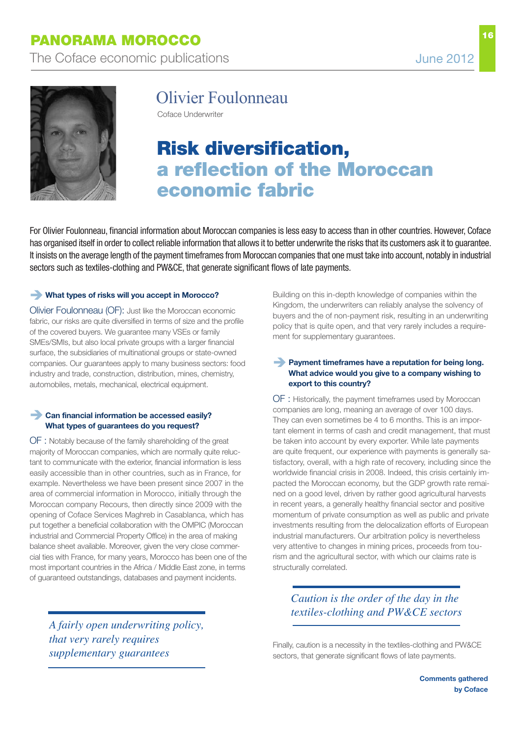# Olivier Foulonneau

Coface Underwriter

## Risk diversification, a reflection of the Moroccan economic fabric

For Olivier Foulonneau, financial information about Moroccan companies is less easy to access than in other countries. However, Coface has organised itself in order to collect reliable information that allows it to better underwrite the risks that its customers ask it to guarantee. It insists on the average length of the payment timeframes from Moroccan companies that one must take into account, notably in industrial sectors such as textiles-clothing and PW&CE, that generate significant flows of late payments.

**What types of risks will you accept in Morocco?**

Olivier Foulonneau (OF): Just like the Moroccan economic fabric, our risks are quite diversified in terms of size and the profile of the covered buyers. We guarantee many VSEs or family SMEs/SMIs, but also local private groups with a larger financial surface, the subsidiaries of multinational groups or state-owned companies. Our guarantees apply to many business sectors: food industry and trade, construction, distribution, mines, chemistry, automobiles, metals, mechanical, electrical equipment.

**Can financial information be accessed easily? What types of guarantees do you request?**

OF : Notably because of the family shareholding of the great majority of Moroccan companies, which are normally quite reluctant to communicate with the exterior, financial information is less easily accessible than in other countries, such as in France, for example. Nevertheless we have been present since 2007 in the area of commercial information in Morocco, initially through the Moroccan company Recours, then directly since 2009 with the opening of Coface Services Maghreb in Casablanca, which has put together a beneficial collaboration with the OMPIC (Moroccan industrial and Commercial Property Office) in the area of making balance sheet available. Moreover, given the very close commercial ties with France, for many years, Morocco has been one of the most important countries in the Africa / Middle East zone, in terms of guaranteed outstandings, databases and payment incidents.

*A fairly open underwriting policy, that very rarely requires supplementary guarantees*

Building on this in-depth knowledge of companies within the Kingdom, the underwriters can reliably analyse the solvency of buyers and the of non-payment risk, resulting in an underwriting policy that is quite open, and that very rarely includes a requirement for supplementary guarantees.

**Payment timeframes have a reputation for being long. What advice would you give to a company wishing to export to this country?**

OF : Historically, the payment timeframes used by Moroccan companies are long, meaning an average of over 100 days. They can even sometimes be 4 to 6 months. This is an important element in terms of cash and credit management, that must be taken into account by every exporter. While late payments are quite frequent, our experience with payments is generally satisfactory, overall, with a high rate of recovery, including since the worldwide financial crisis in 2008. Indeed, this crisis certainly impacted the Moroccan economy, but the GDP growth rate remained on a good level, driven by rather good agricultural harvests in recent years, a generally healthy financial sector and positive momentum of private consumption as well as public and private investments resulting from the delocalization efforts of European industrial manufacturers. Our arbitration policy is nevertheless very attentive to changes in mining prices, proceeds from tourism and the agricultural sector, with which our claims rate is structurally correlated.

*Caution is the order of the day in the textiles-clothing and PW&CE sectors*

Finally, caution is a necessity in the textiles-clothing and PW&CE sectors, that generate significant flows of late payments.

**Comments gathered by Coface**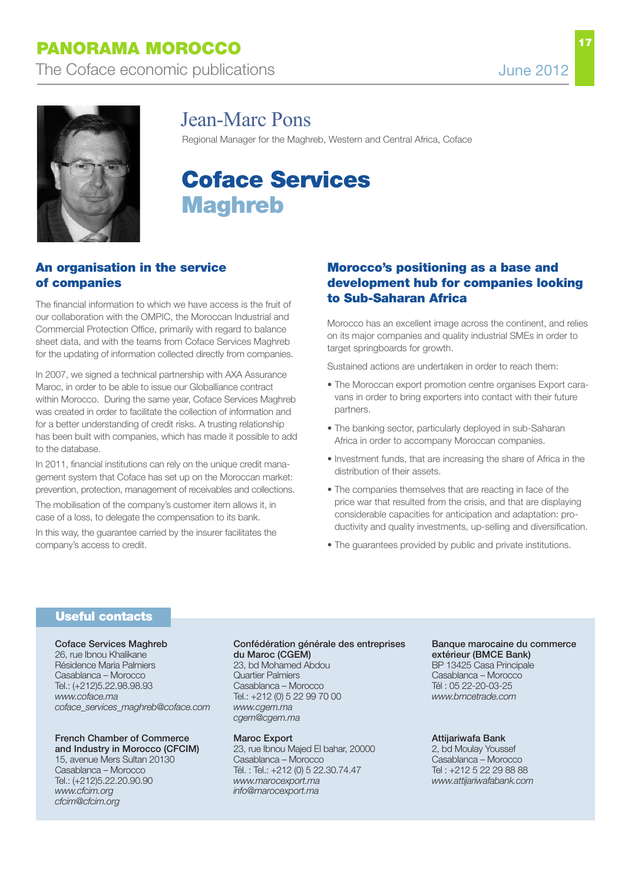# Jean-Marc Pons

Regional Manager for the Maghreb, Western and Central Africa, Coface

# Coface Services Maghreb

## An organisation in the service of companies

The financial information to which we have access is the fruit of our collaboration with the OMPIC, the Moroccan Industrial and Commercial Protection Office, primarily with regard to balance sheet data, and with the teams from Coface Services Maghreb for the updating of information collected directly from companies.

In 2007, we signed a technical partnership with AXA Assurance Maroc, in order to be able to issue our Globalliance contract within Morocco. During the same year, Coface Services Maghreb was created in order to facilitate the collection of information and for a better understanding of credit risks. A trusting relationship has been built with companies, which has made it possible to add to the database.

In 2011, financial institutions can rely on the unique credit management system that Coface has set up on the Moroccan market: prevention, protection, management of receivables and collections.

The mobilisation of the company's customer item allows it, in case of a loss, to delegate the compensation to its bank.

In this way, the guarantee carried by the insurer facilitates the company's access to credit.

## Morocco's positioning as a base and development hub for companies looking to Sub-Saharan Africa

Morocco has an excellent image across the continent, and relies on its major companies and quality industrial SMEs in order to target springboards for growth.

Sustained actions are undertaken in order to reach them:

- The Moroccan export promotion centre organises Export caravans in order to bring exporters into contact with their future partners.
- The banking sector, particularly deployed in sub-Saharan Africa in order to accompany Moroccan companies.
- Investment funds, that are increasing the share of Africa in the distribution of their assets.
- The companies themselves that are reacting in face of the price war that resulted from the crisis, and that are displaying considerable capacities for anticipation and adaptation: productivity and quality investments, up-selling and diversification.
- The guarantees provided by public and private institutions.

## Useful contacts

**Coface Services Maghreb**
26, rue Ibnou Khalikane
Résidence Maria Palmiers
Casablanca – Morocco
Tel.: (+212)5.22.98.98.93
*www.coface.ma*
*coface_services_maghreb@coface.com*

**French Chamber of Commerce and Industry in Morocco (CFCIM)**
15, avenue Mers Sultan 20130
Casablanca – Morocco
Tel.: (+212)5.22.20.90.90
*www.cfcim.org*
*cfcim@cfcim.org*

**Confédération générale des entreprises du Maroc (CGEM)**
23, bd Mohamed Abdou
Quartier Palmiers
Casablanca – Morocco
Tel.: +212 (0) 5 22 99 70 00
*www.cgem.ma*
*cgem@cgem.ma*

**Maroc Export**
23, rue Ibnou Majed El bahar, 20000
Casablanca – Morocco
Tél. : Tel.: +212 (0) 5 22.30.74.47
*www.marocexport.ma*
*info@marocexport.ma*

**Banque marocaine du commerce extérieur (BMCE Bank)**
BP 13425 Casa Principale
Casablanca – Morocco
Tél : 05 22-20-03-25
*www.bmcetrade.com*

**Attijariwafa Bank**
2, bd Moulay Youssef
Casablanca – Morocco
Tel : +212 5 22 29 88 88
*www.attijariwafabank.com*